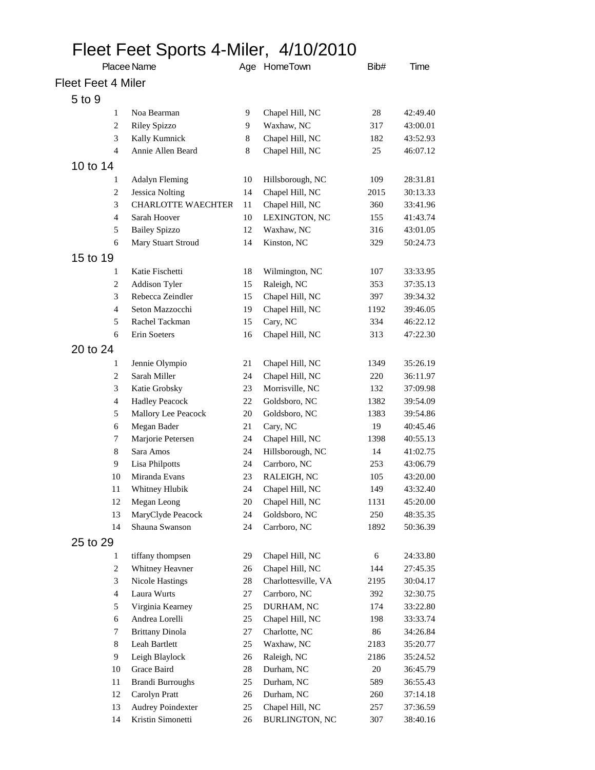# Fleet Feet Sports 4-Miler, 4/10/2010

| Placee | Name | Age | HomeTown | Bib# | Time |
|---|---|---|---|---|---|

## Fleet Feet 4 Miler

### 5 to 9

| Placee | Name | Age | HomeTown | Bib# | Time |
|---|---|---|---|---|---|
| 1 | Noa Bearman | 9 | Chapel Hill, NC | 28 | 42:49.40 |
| 2 | Riley Spizzo | 9 | Waxhaw, NC | 317 | 43:00.01 |
| 3 | Kally Kumnick | 8 | Chapel Hill, NC | 182 | 43:52.93 |
| 4 | Annie Allen Beard | 8 | Chapel Hill, NC | 25 | 46:07.12 |

### 10 to 14

| Placee | Name | Age | HomeTown | Bib# | Time |
|---|---|---|---|---|---|
| 1 | Adalyn Fleming | 10 | Hillsborough, NC | 109 | 28:31.81 |
| 2 | Jessica Nolting | 14 | Chapel Hill, NC | 2015 | 30:13.33 |
| 3 | CHARLOTTE WAECHTER | 11 | Chapel Hill, NC | 360 | 33:41.96 |
| 4 | Sarah Hoover | 10 | LEXINGTON, NC | 155 | 41:43.74 |
| 5 | Bailey Spizzo | 12 | Waxhaw, NC | 316 | 43:01.05 |
| 6 | Mary Stuart Stroud | 14 | Kinston, NC | 329 | 50:24.73 |

### 15 to 19

| Placee | Name | Age | HomeTown | Bib# | Time |
|---|---|---|---|---|---|
| 1 | Katie Fischetti | 18 | Wilmington, NC | 107 | 33:33.95 |
| 2 | Addison Tyler | 15 | Raleigh, NC | 353 | 37:35.13 |
| 3 | Rebecca Zeindler | 15 | Chapel Hill, NC | 397 | 39:34.32 |
| 4 | Seton Mazzocchi | 19 | Chapel Hill, NC | 1192 | 39:46.05 |
| 5 | Rachel Tackman | 15 | Cary, NC | 334 | 46:22.12 |
| 6 | Erin Soeters | 16 | Chapel Hill, NC | 313 | 47:22.30 |

### 20 to 24

| Placee | Name | Age | HomeTown | Bib# | Time |
|---|---|---|---|---|---|
| 1 | Jennie Olympio | 21 | Chapel Hill, NC | 1349 | 35:26.19 |
| 2 | Sarah Miller | 24 | Chapel Hill, NC | 220 | 36:11.97 |
| 3 | Katie Grobsky | 23 | Morrisville, NC | 132 | 37:09.98 |
| 4 | Hadley Peacock | 22 | Goldsboro, NC | 1382 | 39:54.09 |
| 5 | Mallory Lee Peacock | 20 | Goldsboro, NC | 1383 | 39:54.86 |
| 6 | Megan Bader | 21 | Cary, NC | 19 | 40:45.46 |
| 7 | Marjorie Petersen | 24 | Chapel Hill, NC | 1398 | 40:55.13 |
| 8 | Sara Amos | 24 | Hillsborough, NC | 14 | 41:02.75 |
| 9 | Lisa Philpotts | 24 | Carrboro, NC | 253 | 43:06.79 |
| 10 | Miranda Evans | 23 | RALEIGH, NC | 105 | 43:20.00 |
| 11 | Whitney Hlubik | 24 | Chapel Hill, NC | 149 | 43:32.40 |
| 12 | Megan Leong | 20 | Chapel Hill, NC | 1131 | 45:20.00 |
| 13 | MaryClyde Peacock | 24 | Goldsboro, NC | 250 | 48:35.35 |
| 14 | Shauna Swanson | 24 | Carrboro, NC | 1892 | 50:36.39 |

### 25 to 29

| Placee | Name | Age | HomeTown | Bib# | Time |
|---|---|---|---|---|---|
| 1 | tiffany thompsen | 29 | Chapel Hill, NC | 6 | 24:33.80 |
| 2 | Whitney Heavner | 26 | Chapel Hill, NC | 144 | 27:45.35 |
| 3 | Nicole Hastings | 28 | Charlottesville, VA | 2195 | 30:04.17 |
| 4 | Laura Wurts | 27 | Carrboro, NC | 392 | 32:30.75 |
| 5 | Virginia Kearney | 25 | DURHAM, NC | 174 | 33:22.80 |
| 6 | Andrea Lorelli | 25 | Chapel Hill, NC | 198 | 33:33.74 |
| 7 | Brittany Dinola | 27 | Charlotte, NC | 86 | 34:26.84 |
| 8 | Leah Bartlett | 25 | Waxhaw, NC | 2183 | 35:20.77 |
| 9 | Leigh Blaylock | 26 | Raleigh, NC | 2186 | 35:24.52 |
| 10 | Grace Baird | 28 | Durham, NC | 20 | 36:45.79 |
| 11 | Brandi Burroughs | 25 | Durham, NC | 589 | 36:55.43 |
| 12 | Carolyn Pratt | 26 | Durham, NC | 260 | 37:14.18 |
| 13 | Audrey Poindexter | 25 | Chapel Hill, NC | 257 | 37:36.59 |
| 14 | Kristin Simonetti | 26 | BURLINGTON, NC | 307 | 38:40.16 |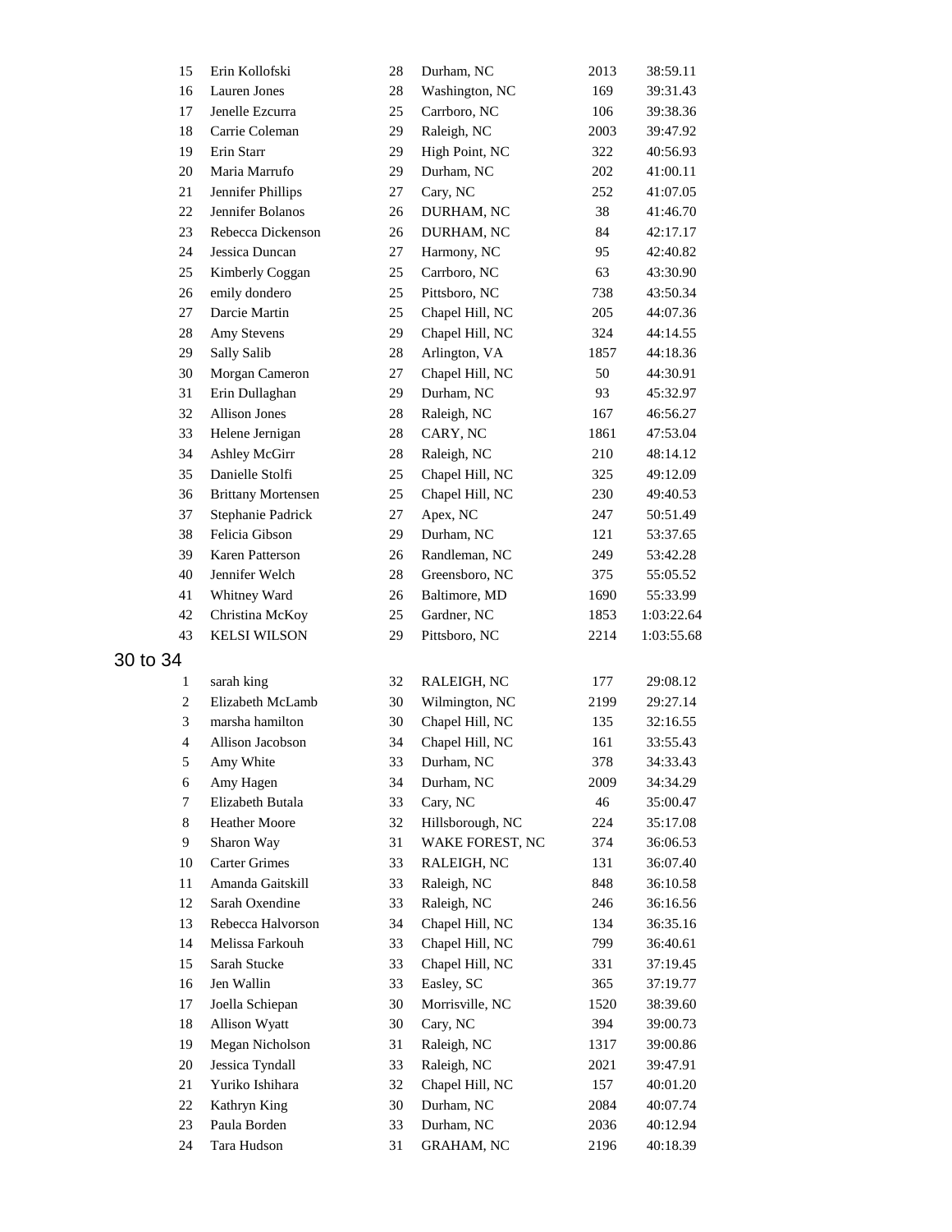| | | | | | |
|---|---|---|---|---|---|
| 15 | Erin Kollofski | 28 | Durham, NC | 2013 | 38:59.11 |
| 16 | Lauren Jones | 28 | Washington, NC | 169 | 39:31.43 |
| 17 | Jenelle Ezcurra | 25 | Carrboro, NC | 106 | 39:38.36 |
| 18 | Carrie Coleman | 29 | Raleigh, NC | 2003 | 39:47.92 |
| 19 | Erin Starr | 29 | High Point, NC | 322 | 40:56.93 |
| 20 | Maria Marrufo | 29 | Durham, NC | 202 | 41:00.11 |
| 21 | Jennifer Phillips | 27 | Cary, NC | 252 | 41:07.05 |
| 22 | Jennifer Bolanos | 26 | DURHAM, NC | 38 | 41:46.70 |
| 23 | Rebecca Dickenson | 26 | DURHAM, NC | 84 | 42:17.17 |
| 24 | Jessica Duncan | 27 | Harmony, NC | 95 | 42:40.82 |
| 25 | Kimberly Coggan | 25 | Carrboro, NC | 63 | 43:30.90 |
| 26 | emily dondero | 25 | Pittsboro, NC | 738 | 43:50.34 |
| 27 | Darcie Martin | 25 | Chapel Hill, NC | 205 | 44:07.36 |
| 28 | Amy Stevens | 29 | Chapel Hill, NC | 324 | 44:14.55 |
| 29 | Sally Salib | 28 | Arlington, VA | 1857 | 44:18.36 |
| 30 | Morgan Cameron | 27 | Chapel Hill, NC | 50 | 44:30.91 |
| 31 | Erin Dullaghan | 29 | Durham, NC | 93 | 45:32.97 |
| 32 | Allison Jones | 28 | Raleigh, NC | 167 | 46:56.27 |
| 33 | Helene Jernigan | 28 | CARY, NC | 1861 | 47:53.04 |
| 34 | Ashley McGirr | 28 | Raleigh, NC | 210 | 48:14.12 |
| 35 | Danielle Stolfi | 25 | Chapel Hill, NC | 325 | 49:12.09 |
| 36 | Brittany Mortensen | 25 | Chapel Hill, NC | 230 | 49:40.53 |
| 37 | Stephanie Padrick | 27 | Apex, NC | 247 | 50:51.49 |
| 38 | Felicia Gibson | 29 | Durham, NC | 121 | 53:37.65 |
| 39 | Karen Patterson | 26 | Randleman, NC | 249 | 53:42.28 |
| 40 | Jennifer Welch | 28 | Greensboro, NC | 375 | 55:05.52 |
| 41 | Whitney Ward | 26 | Baltimore, MD | 1690 | 55:33.99 |
| 42 | Christina McKoy | 25 | Gardner, NC | 1853 | 1:03:22.64 |
| 43 | KELSI WILSON | 29 | Pittsboro, NC | 2214 | 1:03:55.68 |

## 30 to 34

| | | | | | |
|---|---|---|---|---|---|
| 1 | sarah king | 32 | RALEIGH, NC | 177 | 29:08.12 |
| 2 | Elizabeth McLamb | 30 | Wilmington, NC | 2199 | 29:27.14 |
| 3 | marsha hamilton | 30 | Chapel Hill, NC | 135 | 32:16.55 |
| 4 | Allison Jacobson | 34 | Chapel Hill, NC | 161 | 33:55.43 |
| 5 | Amy White | 33 | Durham, NC | 378 | 34:33.43 |
| 6 | Amy Hagen | 34 | Durham, NC | 2009 | 34:34.29 |
| 7 | Elizabeth Butala | 33 | Cary, NC | 46 | 35:00.47 |
| 8 | Heather Moore | 32 | Hillsborough, NC | 224 | 35:17.08 |
| 9 | Sharon Way | 31 | WAKE FOREST, NC | 374 | 36:06.53 |
| 10 | Carter Grimes | 33 | RALEIGH, NC | 131 | 36:07.40 |
| 11 | Amanda Gaitskill | 33 | Raleigh, NC | 848 | 36:10.58 |
| 12 | Sarah Oxendine | 33 | Raleigh, NC | 246 | 36:16.56 |
| 13 | Rebecca Halvorson | 34 | Chapel Hill, NC | 134 | 36:35.16 |
| 14 | Melissa Farkouh | 33 | Chapel Hill, NC | 799 | 36:40.61 |
| 15 | Sarah Stucke | 33 | Chapel Hill, NC | 331 | 37:19.45 |
| 16 | Jen Wallin | 33 | Easley, SC | 365 | 37:19.77 |
| 17 | Joella Schiepan | 30 | Morrisville, NC | 1520 | 38:39.60 |
| 18 | Allison Wyatt | 30 | Cary, NC | 394 | 39:00.73 |
| 19 | Megan Nicholson | 31 | Raleigh, NC | 1317 | 39:00.86 |
| 20 | Jessica Tyndall | 33 | Raleigh, NC | 2021 | 39:47.91 |
| 21 | Yuriko Ishihara | 32 | Chapel Hill, NC | 157 | 40:01.20 |
| 22 | Kathryn King | 30 | Durham, NC | 2084 | 40:07.74 |
| 23 | Paula Borden | 33 | Durham, NC | 2036 | 40:12.94 |
| 24 | Tara Hudson | 31 | GRAHAM, NC | 2196 | 40:18.39 |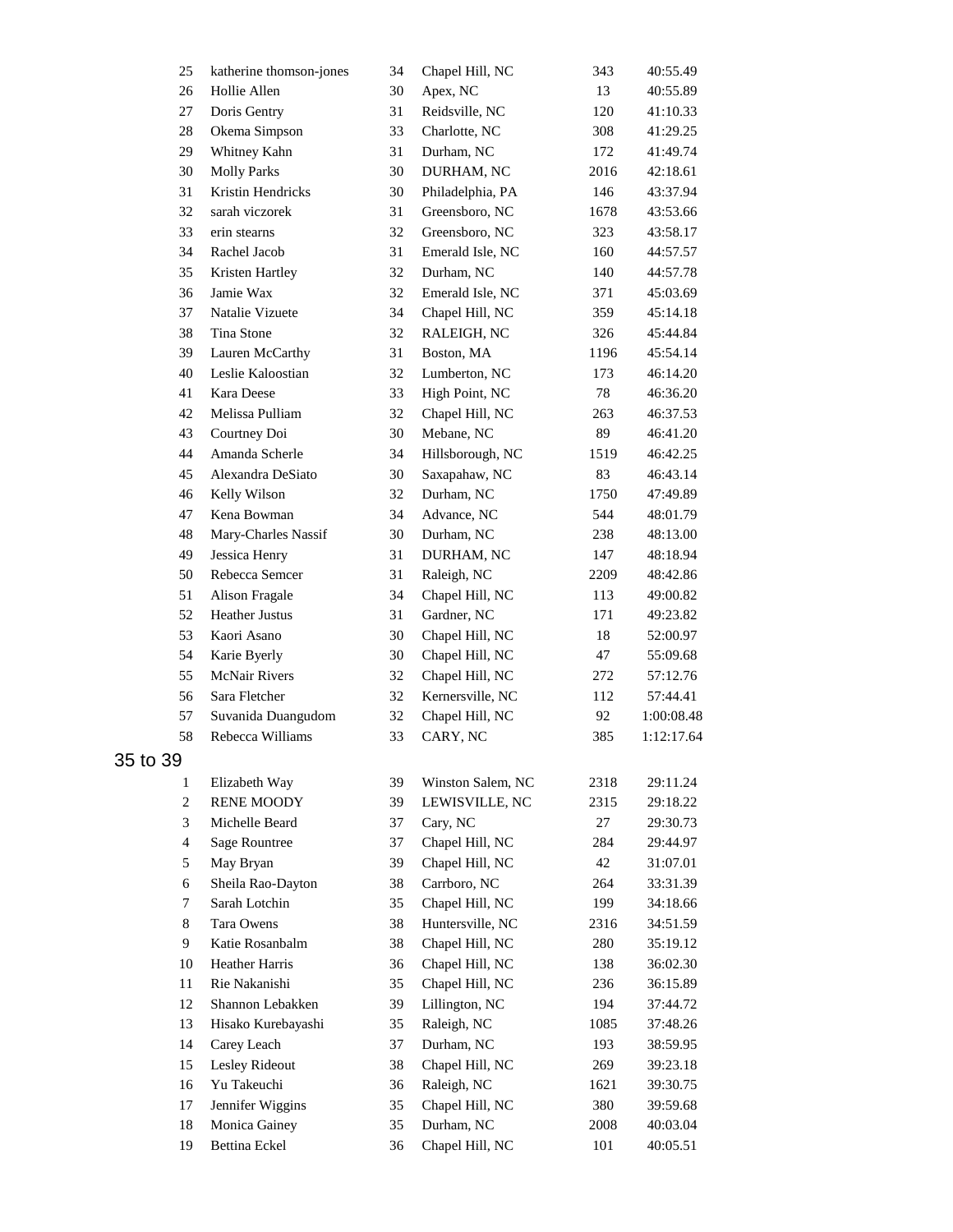| | | | | | |
|---|---|---|---|---|---|
| 25 | katherine thomson-jones | 34 | Chapel Hill, NC | 343 | 40:55.49 |
| 26 | Hollie Allen | 30 | Apex, NC | 13 | 40:55.89 |
| 27 | Doris Gentry | 31 | Reidsville, NC | 120 | 41:10.33 |
| 28 | Okema Simpson | 33 | Charlotte, NC | 308 | 41:29.25 |
| 29 | Whitney Kahn | 31 | Durham, NC | 172 | 41:49.74 |
| 30 | Molly Parks | 30 | DURHAM, NC | 2016 | 42:18.61 |
| 31 | Kristin Hendricks | 30 | Philadelphia, PA | 146 | 43:37.94 |
| 32 | sarah viczorek | 31 | Greensboro, NC | 1678 | 43:53.66 |
| 33 | erin stearns | 32 | Greensboro, NC | 323 | 43:58.17 |
| 34 | Rachel Jacob | 31 | Emerald Isle, NC | 160 | 44:57.57 |
| 35 | Kristen Hartley | 32 | Durham, NC | 140 | 44:57.78 |
| 36 | Jamie Wax | 32 | Emerald Isle, NC | 371 | 45:03.69 |
| 37 | Natalie Vizuete | 34 | Chapel Hill, NC | 359 | 45:14.18 |
| 38 | Tina Stone | 32 | RALEIGH, NC | 326 | 45:44.84 |
| 39 | Lauren McCarthy | 31 | Boston, MA | 1196 | 45:54.14 |
| 40 | Leslie Kaloostian | 32 | Lumberton, NC | 173 | 46:14.20 |
| 41 | Kara Deese | 33 | High Point, NC | 78 | 46:36.20 |
| 42 | Melissa Pulliam | 32 | Chapel Hill, NC | 263 | 46:37.53 |
| 43 | Courtney Doi | 30 | Mebane, NC | 89 | 46:41.20 |
| 44 | Amanda Scherle | 34 | Hillsborough, NC | 1519 | 46:42.25 |
| 45 | Alexandra DeSiato | 30 | Saxapahaw, NC | 83 | 46:43.14 |
| 46 | Kelly Wilson | 32 | Durham, NC | 1750 | 47:49.89 |
| 47 | Kena Bowman | 34 | Advance, NC | 544 | 48:01.79 |
| 48 | Mary-Charles Nassif | 30 | Durham, NC | 238 | 48:13.00 |
| 49 | Jessica Henry | 31 | DURHAM, NC | 147 | 48:18.94 |
| 50 | Rebecca Semcer | 31 | Raleigh, NC | 2209 | 48:42.86 |
| 51 | Alison Fragale | 34 | Chapel Hill, NC | 113 | 49:00.82 |
| 52 | Heather Justus | 31 | Gardner, NC | 171 | 49:23.82 |
| 53 | Kaori Asano | 30 | Chapel Hill, NC | 18 | 52:00.97 |
| 54 | Karie Byerly | 30 | Chapel Hill, NC | 47 | 55:09.68 |
| 55 | McNair Rivers | 32 | Chapel Hill, NC | 272 | 57:12.76 |
| 56 | Sara Fletcher | 32 | Kernersville, NC | 112 | 57:44.41 |
| 57 | Suvanida Duangudom | 32 | Chapel Hill, NC | 92 | 1:00:08.48 |
| 58 | Rebecca Williams | 33 | CARY, NC | 385 | 1:12:17.64 |

## 35 to 39

| | | | | | |
|---|---|---|---|---|---|
| 1 | Elizabeth Way | 39 | Winston Salem, NC | 2318 | 29:11.24 |
| 2 | RENE MOODY | 39 | LEWISVILLE, NC | 2315 | 29:18.22 |
| 3 | Michelle Beard | 37 | Cary, NC | 27 | 29:30.73 |
| 4 | Sage Rountree | 37 | Chapel Hill, NC | 284 | 29:44.97 |
| 5 | May Bryan | 39 | Chapel Hill, NC | 42 | 31:07.01 |
| 6 | Sheila Rao-Dayton | 38 | Carrboro, NC | 264 | 33:31.39 |
| 7 | Sarah Lotchin | 35 | Chapel Hill, NC | 199 | 34:18.66 |
| 8 | Tara Owens | 38 | Huntersville, NC | 2316 | 34:51.59 |
| 9 | Katie Rosanbalm | 38 | Chapel Hill, NC | 280 | 35:19.12 |
| 10 | Heather Harris | 36 | Chapel Hill, NC | 138 | 36:02.30 |
| 11 | Rie Nakanishi | 35 | Chapel Hill, NC | 236 | 36:15.89 |
| 12 | Shannon Lebakken | 39 | Lillington, NC | 194 | 37:44.72 |
| 13 | Hisako Kurebayashi | 35 | Raleigh, NC | 1085 | 37:48.26 |
| 14 | Carey Leach | 37 | Durham, NC | 193 | 38:59.95 |
| 15 | Lesley Rideout | 38 | Chapel Hill, NC | 269 | 39:23.18 |
| 16 | Yu Takeuchi | 36 | Raleigh, NC | 1621 | 39:30.75 |
| 17 | Jennifer Wiggins | 35 | Chapel Hill, NC | 380 | 39:59.68 |
| 18 | Monica Gainey | 35 | Durham, NC | 2008 | 40:03.04 |
| 19 | Bettina Eckel | 36 | Chapel Hill, NC | 101 | 40:05.51 |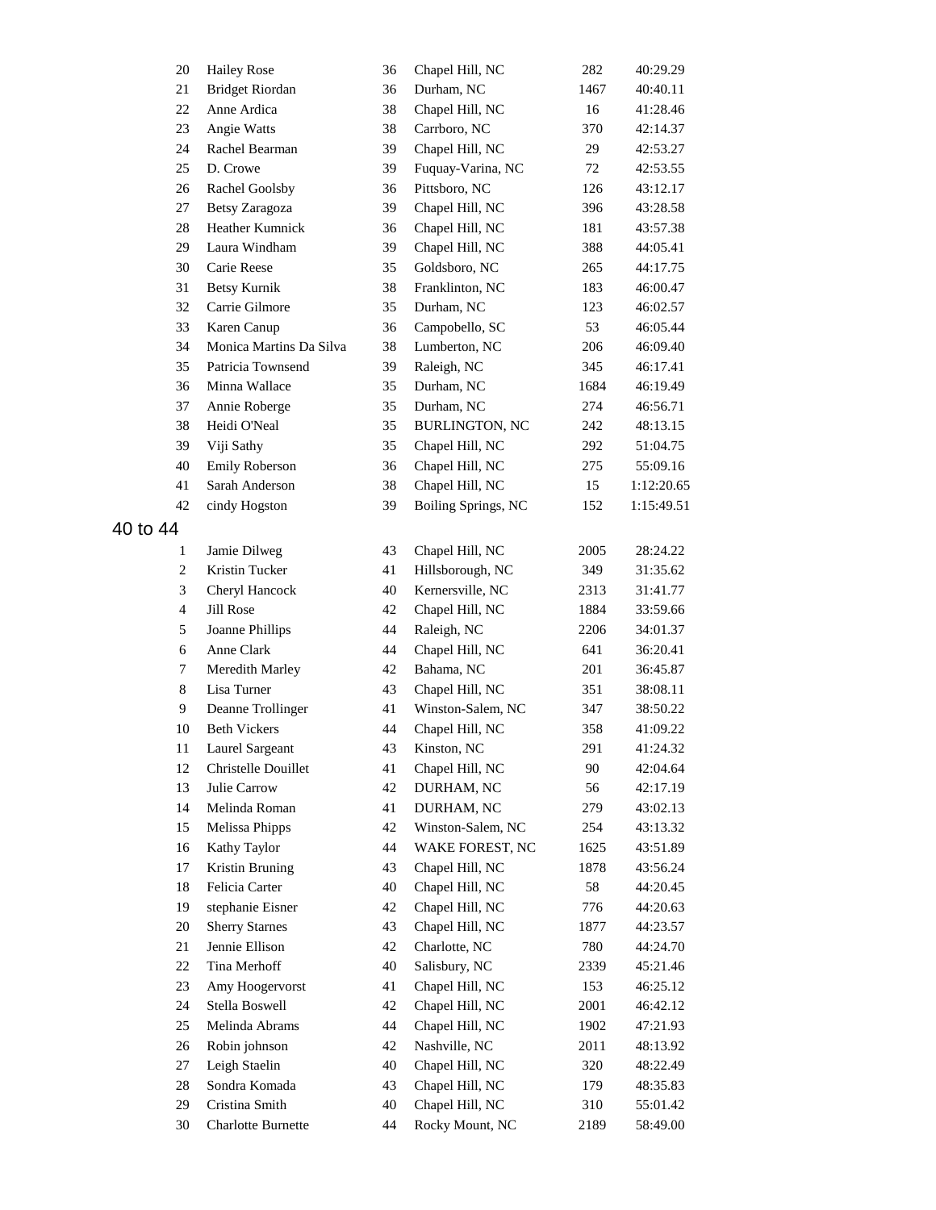| | | | | | |
|---|---|---|---|---|---|
| 20 | Hailey Rose | 36 | Chapel Hill, NC | 282 | 40:29.29 |
| 21 | Bridget Riordan | 36 | Durham, NC | 1467 | 40:40.11 |
| 22 | Anne Ardica | 38 | Chapel Hill, NC | 16 | 41:28.46 |
| 23 | Angie Watts | 38 | Carrboro, NC | 370 | 42:14.37 |
| 24 | Rachel Bearman | 39 | Chapel Hill, NC | 29 | 42:53.27 |
| 25 | D. Crowe | 39 | Fuquay-Varina, NC | 72 | 42:53.55 |
| 26 | Rachel Goolsby | 36 | Pittsboro, NC | 126 | 43:12.17 |
| 27 | Betsy Zaragoza | 39 | Chapel Hill, NC | 396 | 43:28.58 |
| 28 | Heather Kumnick | 36 | Chapel Hill, NC | 181 | 43:57.38 |
| 29 | Laura Windham | 39 | Chapel Hill, NC | 388 | 44:05.41 |
| 30 | Carie Reese | 35 | Goldsboro, NC | 265 | 44:17.75 |
| 31 | Betsy Kurnik | 38 | Franklinton, NC | 183 | 46:00.47 |
| 32 | Carrie Gilmore | 35 | Durham, NC | 123 | 46:02.57 |
| 33 | Karen Canup | 36 | Campobello, SC | 53 | 46:05.44 |
| 34 | Monica Martins Da Silva | 38 | Lumberton, NC | 206 | 46:09.40 |
| 35 | Patricia Townsend | 39 | Raleigh, NC | 345 | 46:17.41 |
| 36 | Minna Wallace | 35 | Durham, NC | 1684 | 46:19.49 |
| 37 | Annie Roberge | 35 | Durham, NC | 274 | 46:56.71 |
| 38 | Heidi O'Neal | 35 | BURLINGTON, NC | 242 | 48:13.15 |
| 39 | Viji Sathy | 35 | Chapel Hill, NC | 292 | 51:04.75 |
| 40 | Emily Roberson | 36 | Chapel Hill, NC | 275 | 55:09.16 |
| 41 | Sarah Anderson | 38 | Chapel Hill, NC | 15 | 1:12:20.65 |
| 42 | cindy Hogston | 39 | Boiling Springs, NC | 152 | 1:15:49.51 |

## 40 to 44

| | | | | | |
|---|---|---|---|---|---|
| 1 | Jamie Dilweg | 43 | Chapel Hill, NC | 2005 | 28:24.22 |
| 2 | Kristin Tucker | 41 | Hillsborough, NC | 349 | 31:35.62 |
| 3 | Cheryl Hancock | 40 | Kernersville, NC | 2313 | 31:41.77 |
| 4 | Jill Rose | 42 | Chapel Hill, NC | 1884 | 33:59.66 |
| 5 | Joanne Phillips | 44 | Raleigh, NC | 2206 | 34:01.37 |
| 6 | Anne Clark | 44 | Chapel Hill, NC | 641 | 36:20.41 |
| 7 | Meredith Marley | 42 | Bahama, NC | 201 | 36:45.87 |
| 8 | Lisa Turner | 43 | Chapel Hill, NC | 351 | 38:08.11 |
| 9 | Deanne Trollinger | 41 | Winston-Salem, NC | 347 | 38:50.22 |
| 10 | Beth Vickers | 44 | Chapel Hill, NC | 358 | 41:09.22 |
| 11 | Laurel Sargeant | 43 | Kinston, NC | 291 | 41:24.32 |
| 12 | Christelle Douillet | 41 | Chapel Hill, NC | 90 | 42:04.64 |
| 13 | Julie Carrow | 42 | DURHAM, NC | 56 | 42:17.19 |
| 14 | Melinda Roman | 41 | DURHAM, NC | 279 | 43:02.13 |
| 15 | Melissa Phipps | 42 | Winston-Salem, NC | 254 | 43:13.32 |
| 16 | Kathy Taylor | 44 | WAKE FOREST, NC | 1625 | 43:51.89 |
| 17 | Kristin Bruning | 43 | Chapel Hill, NC | 1878 | 43:56.24 |
| 18 | Felicia Carter | 40 | Chapel Hill, NC | 58 | 44:20.45 |
| 19 | stephanie Eisner | 42 | Chapel Hill, NC | 776 | 44:20.63 |
| 20 | Sherry Starnes | 43 | Chapel Hill, NC | 1877 | 44:23.57 |
| 21 | Jennie Ellison | 42 | Charlotte, NC | 780 | 44:24.70 |
| 22 | Tina Merhoff | 40 | Salisbury, NC | 2339 | 45:21.46 |
| 23 | Amy Hoogervorst | 41 | Chapel Hill, NC | 153 | 46:25.12 |
| 24 | Stella Boswell | 42 | Chapel Hill, NC | 2001 | 46:42.12 |
| 25 | Melinda Abrams | 44 | Chapel Hill, NC | 1902 | 47:21.93 |
| 26 | Robin johnson | 42 | Nashville, NC | 2011 | 48:13.92 |
| 27 | Leigh Staelin | 40 | Chapel Hill, NC | 320 | 48:22.49 |
| 28 | Sondra Komada | 43 | Chapel Hill, NC | 179 | 48:35.83 |
| 29 | Cristina Smith | 40 | Chapel Hill, NC | 310 | 55:01.42 |
| 30 | Charlotte Burnette | 44 | Rocky Mount, NC | 2189 | 58:49.00 |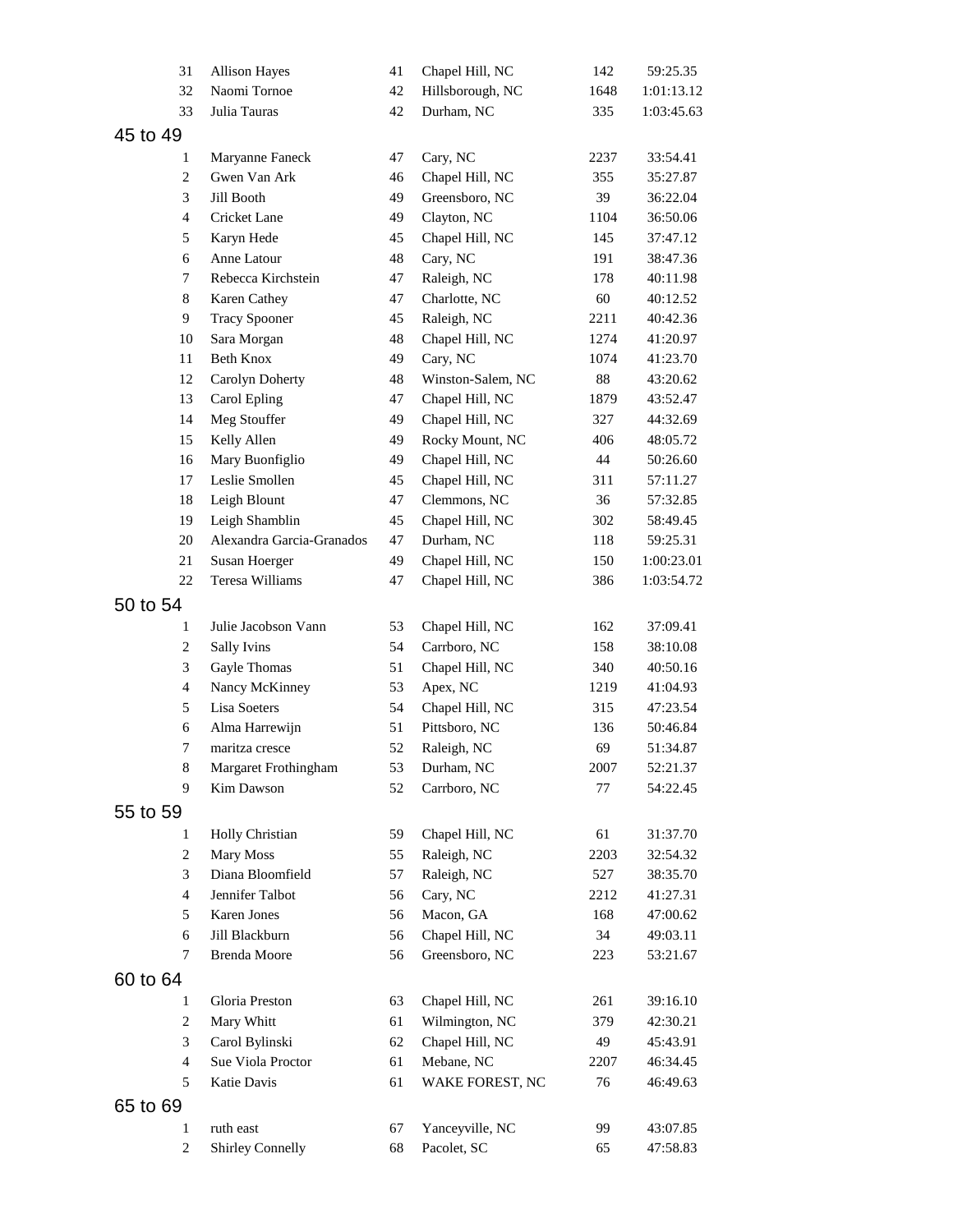| | | | | | |
|---|---|---|---|---|---|
| 31 | Allison Hayes | 41 | Chapel Hill, NC | 142 | 59:25.35 |
| 32 | Naomi Tornoe | 42 | Hillsborough, NC | 1648 | 1:01:13.12 |
| 33 | Julia Tauras | 42 | Durham, NC | 335 | 1:03:45.63 |

## 45 to 49

| | | | | | |
|---|---|---|---|---|---|
| 1 | Maryanne Faneck | 47 | Cary, NC | 2237 | 33:54.41 |
| 2 | Gwen Van Ark | 46 | Chapel Hill, NC | 355 | 35:27.87 |
| 3 | Jill Booth | 49 | Greensboro, NC | 39 | 36:22.04 |
| 4 | Cricket Lane | 49 | Clayton, NC | 1104 | 36:50.06 |
| 5 | Karyn Hede | 45 | Chapel Hill, NC | 145 | 37:47.12 |
| 6 | Anne Latour | 48 | Cary, NC | 191 | 38:47.36 |
| 7 | Rebecca Kirchstein | 47 | Raleigh, NC | 178 | 40:11.98 |
| 8 | Karen Cathey | 47 | Charlotte, NC | 60 | 40:12.52 |
| 9 | Tracy Spooner | 45 | Raleigh, NC | 2211 | 40:42.36 |
| 10 | Sara Morgan | 48 | Chapel Hill, NC | 1274 | 41:20.97 |
| 11 | Beth Knox | 49 | Cary, NC | 1074 | 41:23.70 |
| 12 | Carolyn Doherty | 48 | Winston-Salem, NC | 88 | 43:20.62 |
| 13 | Carol Epling | 47 | Chapel Hill, NC | 1879 | 43:52.47 |
| 14 | Meg Stouffer | 49 | Chapel Hill, NC | 327 | 44:32.69 |
| 15 | Kelly Allen | 49 | Rocky Mount, NC | 406 | 48:05.72 |
| 16 | Mary Buonfiglio | 49 | Chapel Hill, NC | 44 | 50:26.60 |
| 17 | Leslie Smollen | 45 | Chapel Hill, NC | 311 | 57:11.27 |
| 18 | Leigh Blount | 47 | Clemmons, NC | 36 | 57:32.85 |
| 19 | Leigh Shamblin | 45 | Chapel Hill, NC | 302 | 58:49.45 |
| 20 | Alexandra Garcia-Granados | 47 | Durham, NC | 118 | 59:25.31 |
| 21 | Susan Hoerger | 49 | Chapel Hill, NC | 150 | 1:00:23.01 |
| 22 | Teresa Williams | 47 | Chapel Hill, NC | 386 | 1:03:54.72 |

## 50 to 54

| | | | | | |
|---|---|---|---|---|---|
| 1 | Julie Jacobson Vann | 53 | Chapel Hill, NC | 162 | 37:09.41 |
| 2 | Sally Ivins | 54 | Carrboro, NC | 158 | 38:10.08 |
| 3 | Gayle Thomas | 51 | Chapel Hill, NC | 340 | 40:50.16 |
| 4 | Nancy McKinney | 53 | Apex, NC | 1219 | 41:04.93 |
| 5 | Lisa Soeters | 54 | Chapel Hill, NC | 315 | 47:23.54 |
| 6 | Alma Harrewijn | 51 | Pittsboro, NC | 136 | 50:46.84 |
| 7 | maritza cresce | 52 | Raleigh, NC | 69 | 51:34.87 |
| 8 | Margaret Frothingham | 53 | Durham, NC | 2007 | 52:21.37 |
| 9 | Kim Dawson | 52 | Carrboro, NC | 77 | 54:22.45 |

## 55 to 59

| | | | | | |
|---|---|---|---|---|---|
| 1 | Holly Christian | 59 | Chapel Hill, NC | 61 | 31:37.70 |
| 2 | Mary Moss | 55 | Raleigh, NC | 2203 | 32:54.32 |
| 3 | Diana Bloomfield | 57 | Raleigh, NC | 527 | 38:35.70 |
| 4 | Jennifer Talbot | 56 | Cary, NC | 2212 | 41:27.31 |
| 5 | Karen Jones | 56 | Macon, GA | 168 | 47:00.62 |
| 6 | Jill Blackburn | 56 | Chapel Hill, NC | 34 | 49:03.11 |
| 7 | Brenda Moore | 56 | Greensboro, NC | 223 | 53:21.67 |

## 60 to 64

| | | | | | |
|---|---|---|---|---|---|
| 1 | Gloria Preston | 63 | Chapel Hill, NC | 261 | 39:16.10 |
| 2 | Mary Whitt | 61 | Wilmington, NC | 379 | 42:30.21 |
| 3 | Carol Bylinski | 62 | Chapel Hill, NC | 49 | 45:43.91 |
| 4 | Sue Viola Proctor | 61 | Mebane, NC | 2207 | 46:34.45 |
| 5 | Katie Davis | 61 | WAKE FOREST, NC | 76 | 46:49.63 |

## 65 to 69

| | | | | | |
|---|---|---|---|---|---|
| 1 | ruth east | 67 | Yanceyville, NC | 99 | 43:07.85 |
| 2 | Shirley Connelly | 68 | Pacolet, SC | 65 | 47:58.83 |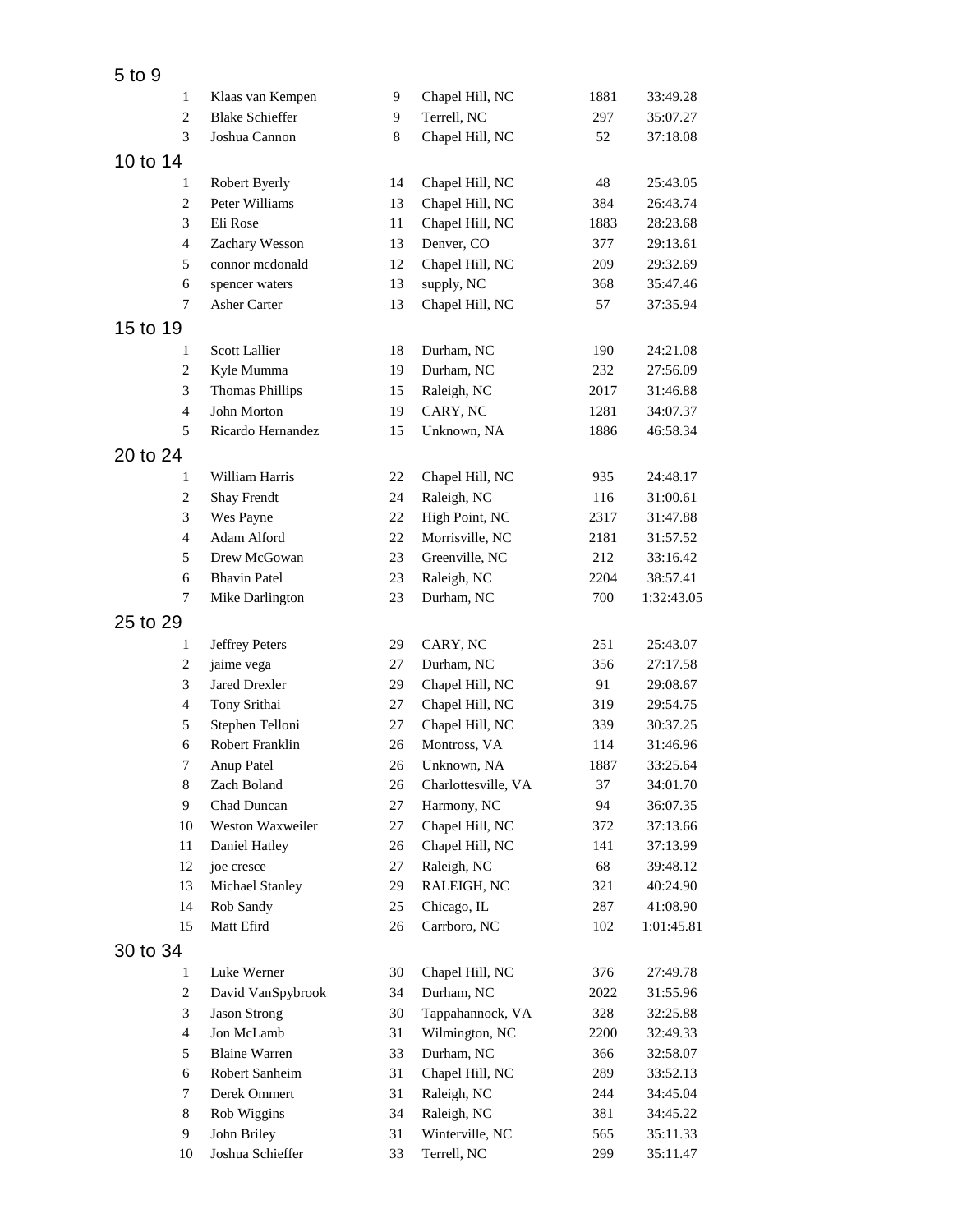## 5 to 9

| | | | | | |
|---|---|---|---|---|---|
| 1 | Klaas van Kempen | 9 | Chapel Hill, NC | 1881 | 33:49.28 |
| 2 | Blake Schieffer | 9 | Terrell, NC | 297 | 35:07.27 |
| 3 | Joshua Cannon | 8 | Chapel Hill, NC | 52 | 37:18.08 |

## 10 to 14

| | | | | | |
|---|---|---|---|---|---|
| 1 | Robert Byerly | 14 | Chapel Hill, NC | 48 | 25:43.05 |
| 2 | Peter Williams | 13 | Chapel Hill, NC | 384 | 26:43.74 |
| 3 | Eli Rose | 11 | Chapel Hill, NC | 1883 | 28:23.68 |
| 4 | Zachary Wesson | 13 | Denver, CO | 377 | 29:13.61 |
| 5 | connor mcdonald | 12 | Chapel Hill, NC | 209 | 29:32.69 |
| 6 | spencer waters | 13 | supply, NC | 368 | 35:47.46 |
| 7 | Asher Carter | 13 | Chapel Hill, NC | 57 | 37:35.94 |

## 15 to 19

| | | | | | |
|---|---|---|---|---|---|
| 1 | Scott Lallier | 18 | Durham, NC | 190 | 24:21.08 |
| 2 | Kyle Mumma | 19 | Durham, NC | 232 | 27:56.09 |
| 3 | Thomas Phillips | 15 | Raleigh, NC | 2017 | 31:46.88 |
| 4 | John Morton | 19 | CARY, NC | 1281 | 34:07.37 |
| 5 | Ricardo Hernandez | 15 | Unknown, NA | 1886 | 46:58.34 |

## 20 to 24

| | | | | | |
|---|---|---|---|---|---|
| 1 | William Harris | 22 | Chapel Hill, NC | 935 | 24:48.17 |
| 2 | Shay Frendt | 24 | Raleigh, NC | 116 | 31:00.61 |
| 3 | Wes Payne | 22 | High Point, NC | 2317 | 31:47.88 |
| 4 | Adam Alford | 22 | Morrisville, NC | 2181 | 31:57.52 |
| 5 | Drew McGowan | 23 | Greenville, NC | 212 | 33:16.42 |
| 6 | Bhavin Patel | 23 | Raleigh, NC | 2204 | 38:57.41 |
| 7 | Mike Darlington | 23 | Durham, NC | 700 | 1:32:43.05 |

## 25 to 29

| | | | | | |
|---|---|---|---|---|---|
| 1 | Jeffrey Peters | 29 | CARY, NC | 251 | 25:43.07 |
| 2 | jaime vega | 27 | Durham, NC | 356 | 27:17.58 |
| 3 | Jared Drexler | 29 | Chapel Hill, NC | 91 | 29:08.67 |
| 4 | Tony Srithai | 27 | Chapel Hill, NC | 319 | 29:54.75 |
| 5 | Stephen Telloni | 27 | Chapel Hill, NC | 339 | 30:37.25 |
| 6 | Robert Franklin | 26 | Montross, VA | 114 | 31:46.96 |
| 7 | Anup Patel | 26 | Unknown, NA | 1887 | 33:25.64 |
| 8 | Zach Boland | 26 | Charlottesville, VA | 37 | 34:01.70 |
| 9 | Chad Duncan | 27 | Harmony, NC | 94 | 36:07.35 |
| 10 | Weston Waxweiler | 27 | Chapel Hill, NC | 372 | 37:13.66 |
| 11 | Daniel Hatley | 26 | Chapel Hill, NC | 141 | 37:13.99 |
| 12 | joe cresce | 27 | Raleigh, NC | 68 | 39:48.12 |
| 13 | Michael Stanley | 29 | RALEIGH, NC | 321 | 40:24.90 |
| 14 | Rob Sandy | 25 | Chicago, IL | 287 | 41:08.90 |
| 15 | Matt Efird | 26 | Carrboro, NC | 102 | 1:01:45.81 |

## 30 to 34

| | | | | | |
|---|---|---|---|---|---|
| 1 | Luke Werner | 30 | Chapel Hill, NC | 376 | 27:49.78 |
| 2 | David VanSpybrook | 34 | Durham, NC | 2022 | 31:55.96 |
| 3 | Jason Strong | 30 | Tappahannock, VA | 328 | 32:25.88 |
| 4 | Jon McLamb | 31 | Wilmington, NC | 2200 | 32:49.33 |
| 5 | Blaine Warren | 33 | Durham, NC | 366 | 32:58.07 |
| 6 | Robert Sanheim | 31 | Chapel Hill, NC | 289 | 33:52.13 |
| 7 | Derek Ommert | 31 | Raleigh, NC | 244 | 34:45.04 |
| 8 | Rob Wiggins | 34 | Raleigh, NC | 381 | 34:45.22 |
| 9 | John Briley | 31 | Winterville, NC | 565 | 35:11.33 |
| 10 | Joshua Schieffer | 33 | Terrell, NC | 299 | 35:11.47 |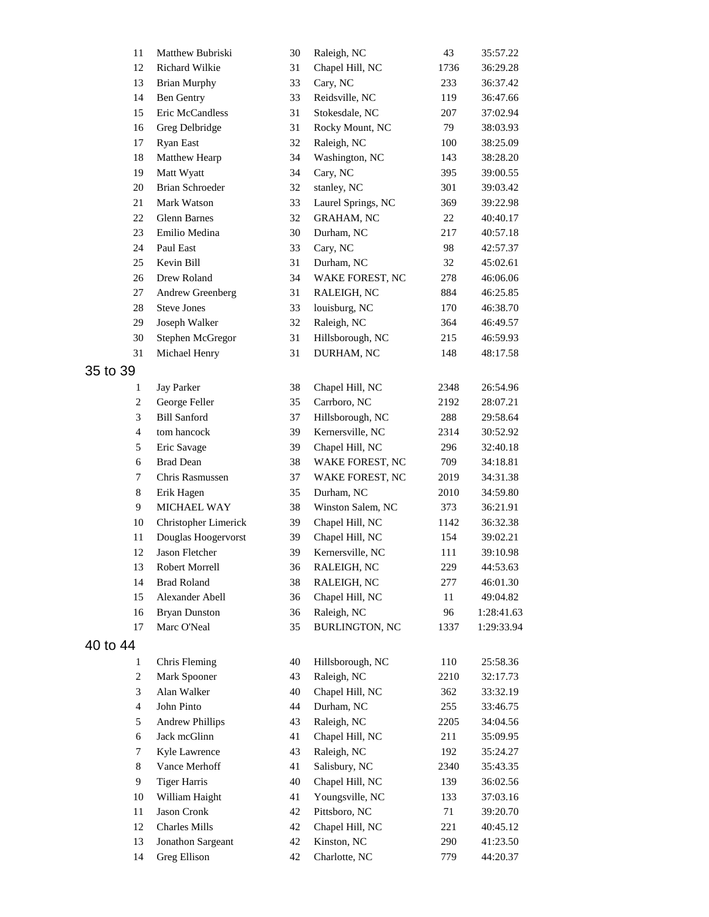| | | | | | |
|---|---|---|---|---|---|
| 11 | Matthew Bubriski | 30 | Raleigh, NC | 43 | 35:57.22 |
| 12 | Richard Wilkie | 31 | Chapel Hill, NC | 1736 | 36:29.28 |
| 13 | Brian Murphy | 33 | Cary, NC | 233 | 36:37.42 |
| 14 | Ben Gentry | 33 | Reidsville, NC | 119 | 36:47.66 |
| 15 | Eric McCandless | 31 | Stokesdale, NC | 207 | 37:02.94 |
| 16 | Greg Delbridge | 31 | Rocky Mount, NC | 79 | 38:03.93 |
| 17 | Ryan East | 32 | Raleigh, NC | 100 | 38:25.09 |
| 18 | Matthew Hearp | 34 | Washington, NC | 143 | 38:28.20 |
| 19 | Matt Wyatt | 34 | Cary, NC | 395 | 39:00.55 |
| 20 | Brian Schroeder | 32 | stanley, NC | 301 | 39:03.42 |
| 21 | Mark Watson | 33 | Laurel Springs, NC | 369 | 39:22.98 |
| 22 | Glenn Barnes | 32 | GRAHAM, NC | 22 | 40:40.17 |
| 23 | Emilio Medina | 30 | Durham, NC | 217 | 40:57.18 |
| 24 | Paul East | 33 | Cary, NC | 98 | 42:57.37 |
| 25 | Kevin Bill | 31 | Durham, NC | 32 | 45:02.61 |
| 26 | Drew Roland | 34 | WAKE FOREST, NC | 278 | 46:06.06 |
| 27 | Andrew Greenberg | 31 | RALEIGH, NC | 884 | 46:25.85 |
| 28 | Steve Jones | 33 | louisburg, NC | 170 | 46:38.70 |
| 29 | Joseph Walker | 32 | Raleigh, NC | 364 | 46:49.57 |
| 30 | Stephen McGregor | 31 | Hillsborough, NC | 215 | 46:59.93 |
| 31 | Michael Henry | 31 | DURHAM, NC | 148 | 48:17.58 |

## 35 to 39

| | | | | | |
|---|---|---|---|---|---|
| 1 | Jay Parker | 38 | Chapel Hill, NC | 2348 | 26:54.96 |
| 2 | George Feller | 35 | Carrboro, NC | 2192 | 28:07.21 |
| 3 | Bill Sanford | 37 | Hillsborough, NC | 288 | 29:58.64 |
| 4 | tom hancock | 39 | Kernersville, NC | 2314 | 30:52.92 |
| 5 | Eric Savage | 39 | Chapel Hill, NC | 296 | 32:40.18 |
| 6 | Brad Dean | 38 | WAKE FOREST, NC | 709 | 34:18.81 |
| 7 | Chris Rasmussen | 37 | WAKE FOREST, NC | 2019 | 34:31.38 |
| 8 | Erik Hagen | 35 | Durham, NC | 2010 | 34:59.80 |
| 9 | MICHAEL WAY | 38 | Winston Salem, NC | 373 | 36:21.91 |
| 10 | Christopher Limerick | 39 | Chapel Hill, NC | 1142 | 36:32.38 |
| 11 | Douglas Hoogervorst | 39 | Chapel Hill, NC | 154 | 39:02.21 |
| 12 | Jason Fletcher | 39 | Kernersville, NC | 111 | 39:10.98 |
| 13 | Robert Morrell | 36 | RALEIGH, NC | 229 | 44:53.63 |
| 14 | Brad Roland | 38 | RALEIGH, NC | 277 | 46:01.30 |
| 15 | Alexander Abell | 36 | Chapel Hill, NC | 11 | 49:04.82 |
| 16 | Bryan Dunston | 36 | Raleigh, NC | 96 | 1:28:41.63 |
| 17 | Marc O'Neal | 35 | BURLINGTON, NC | 1337 | 1:29:33.94 |

## 40 to 44

| | | | | | |
|---|---|---|---|---|---|
| 1 | Chris Fleming | 40 | Hillsborough, NC | 110 | 25:58.36 |
| 2 | Mark Spooner | 43 | Raleigh, NC | 2210 | 32:17.73 |
| 3 | Alan Walker | 40 | Chapel Hill, NC | 362 | 33:32.19 |
| 4 | John Pinto | 44 | Durham, NC | 255 | 33:46.75 |
| 5 | Andrew Phillips | 43 | Raleigh, NC | 2205 | 34:04.56 |
| 6 | Jack mcGlinn | 41 | Chapel Hill, NC | 211 | 35:09.95 |
| 7 | Kyle Lawrence | 43 | Raleigh, NC | 192 | 35:24.27 |
| 8 | Vance Merhoff | 41 | Salisbury, NC | 2340 | 35:43.35 |
| 9 | Tiger Harris | 40 | Chapel Hill, NC | 139 | 36:02.56 |
| 10 | William Haight | 41 | Youngsville, NC | 133 | 37:03.16 |
| 11 | Jason Cronk | 42 | Pittsboro, NC | 71 | 39:20.70 |
| 12 | Charles Mills | 42 | Chapel Hill, NC | 221 | 40:45.12 |
| 13 | Jonathon Sargeant | 42 | Kinston, NC | 290 | 41:23.50 |
| 14 | Greg Ellison | 42 | Charlotte, NC | 779 | 44:20.37 |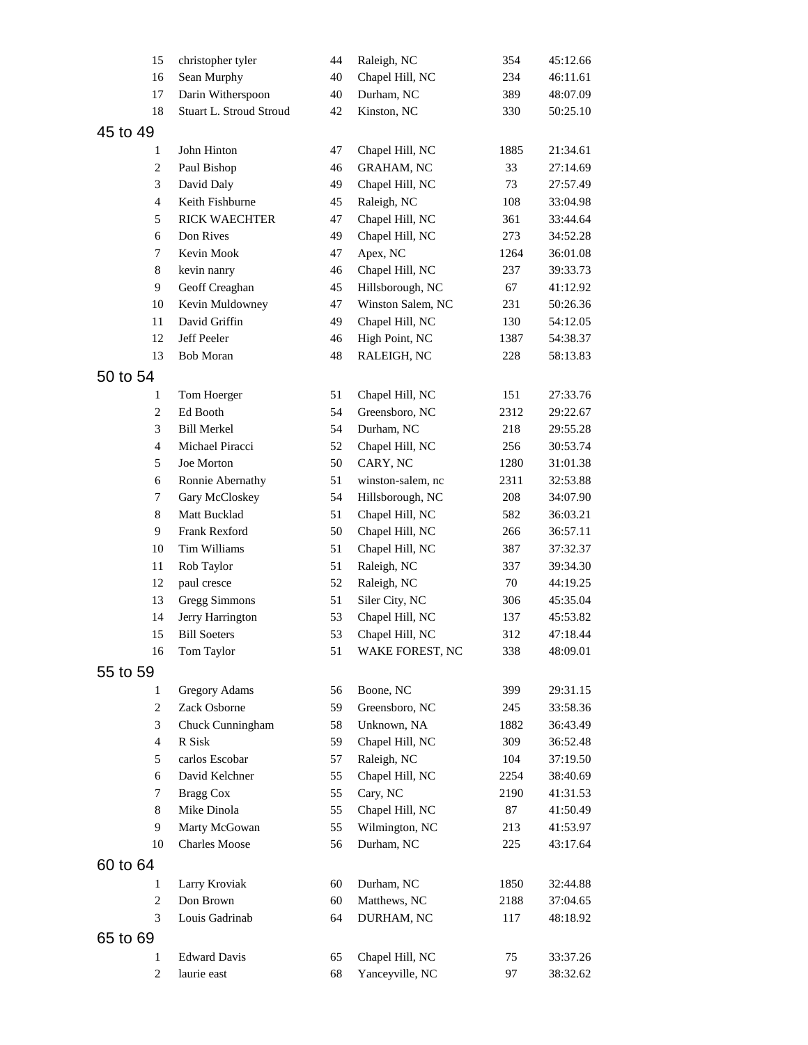| | | | | | |
|---|---|---|---|---|---|
| 15 | christopher tyler | 44 | Raleigh, NC | 354 | 45:12.66 |
| 16 | Sean Murphy | 40 | Chapel Hill, NC | 234 | 46:11.61 |
| 17 | Darin Witherspoon | 40 | Durham, NC | 389 | 48:07.09 |
| 18 | Stuart L. Stroud Stroud | 42 | Kinston, NC | 330 | 50:25.10 |

## 45 to 49

| | | | | | |
|---|---|---|---|---|---|
| 1 | John Hinton | 47 | Chapel Hill, NC | 1885 | 21:34.61 |
| 2 | Paul Bishop | 46 | GRAHAM, NC | 33 | 27:14.69 |
| 3 | David Daly | 49 | Chapel Hill, NC | 73 | 27:57.49 |
| 4 | Keith Fishburne | 45 | Raleigh, NC | 108 | 33:04.98 |
| 5 | RICK WAECHTER | 47 | Chapel Hill, NC | 361 | 33:44.64 |
| 6 | Don Rives | 49 | Chapel Hill, NC | 273 | 34:52.28 |
| 7 | Kevin Mook | 47 | Apex, NC | 1264 | 36:01.08 |
| 8 | kevin nanry | 46 | Chapel Hill, NC | 237 | 39:33.73 |
| 9 | Geoff Creaghan | 45 | Hillsborough, NC | 67 | 41:12.92 |
| 10 | Kevin Muldowney | 47 | Winston Salem, NC | 231 | 50:26.36 |
| 11 | David Griffin | 49 | Chapel Hill, NC | 130 | 54:12.05 |
| 12 | Jeff Peeler | 46 | High Point, NC | 1387 | 54:38.37 |
| 13 | Bob Moran | 48 | RALEIGH, NC | 228 | 58:13.83 |

## 50 to 54

| | | | | | |
|---|---|---|---|---|---|
| 1 | Tom Hoerger | 51 | Chapel Hill, NC | 151 | 27:33.76 |
| 2 | Ed Booth | 54 | Greensboro, NC | 2312 | 29:22.67 |
| 3 | Bill Merkel | 54 | Durham, NC | 218 | 29:55.28 |
| 4 | Michael Piracci | 52 | Chapel Hill, NC | 256 | 30:53.74 |
| 5 | Joe Morton | 50 | CARY, NC | 1280 | 31:01.38 |
| 6 | Ronnie Abernathy | 51 | winston-salem, nc | 2311 | 32:53.88 |
| 7 | Gary McCloskey | 54 | Hillsborough, NC | 208 | 34:07.90 |
| 8 | Matt Bucklad | 51 | Chapel Hill, NC | 582 | 36:03.21 |
| 9 | Frank Rexford | 50 | Chapel Hill, NC | 266 | 36:57.11 |
| 10 | Tim Williams | 51 | Chapel Hill, NC | 387 | 37:32.37 |
| 11 | Rob Taylor | 51 | Raleigh, NC | 337 | 39:34.30 |
| 12 | paul cresce | 52 | Raleigh, NC | 70 | 44:19.25 |
| 13 | Gregg Simmons | 51 | Siler City, NC | 306 | 45:35.04 |
| 14 | Jerry Harrington | 53 | Chapel Hill, NC | 137 | 45:53.82 |
| 15 | Bill Soeters | 53 | Chapel Hill, NC | 312 | 47:18.44 |
| 16 | Tom Taylor | 51 | WAKE FOREST, NC | 338 | 48:09.01 |

## 55 to 59

| | | | | | |
|---|---|---|---|---|---|
| 1 | Gregory Adams | 56 | Boone, NC | 399 | 29:31.15 |
| 2 | Zack Osborne | 59 | Greensboro, NC | 245 | 33:58.36 |
| 3 | Chuck Cunningham | 58 | Unknown, NA | 1882 | 36:43.49 |
| 4 | R Sisk | 59 | Chapel Hill, NC | 309 | 36:52.48 |
| 5 | carlos Escobar | 57 | Raleigh, NC | 104 | 37:19.50 |
| 6 | David Kelchner | 55 | Chapel Hill, NC | 2254 | 38:40.69 |
| 7 | Bragg Cox | 55 | Cary, NC | 2190 | 41:31.53 |
| 8 | Mike Dinola | 55 | Chapel Hill, NC | 87 | 41:50.49 |
| 9 | Marty McGowan | 55 | Wilmington, NC | 213 | 41:53.97 |
| 10 | Charles Moose | 56 | Durham, NC | 225 | 43:17.64 |

## 60 to 64

| | | | | | |
|---|---|---|---|---|---|
| 1 | Larry Kroviak | 60 | Durham, NC | 1850 | 32:44.88 |
| 2 | Don Brown | 60 | Matthews, NC | 2188 | 37:04.65 |
| 3 | Louis Gadrinab | 64 | DURHAM, NC | 117 | 48:18.92 |

## 65 to 69

| | | | | | |
|---|---|---|---|---|---|
| 1 | Edward Davis | 65 | Chapel Hill, NC | 75 | 33:37.26 |
| 2 | laurie east | 68 | Yanceyville, NC | 97 | 38:32.62 |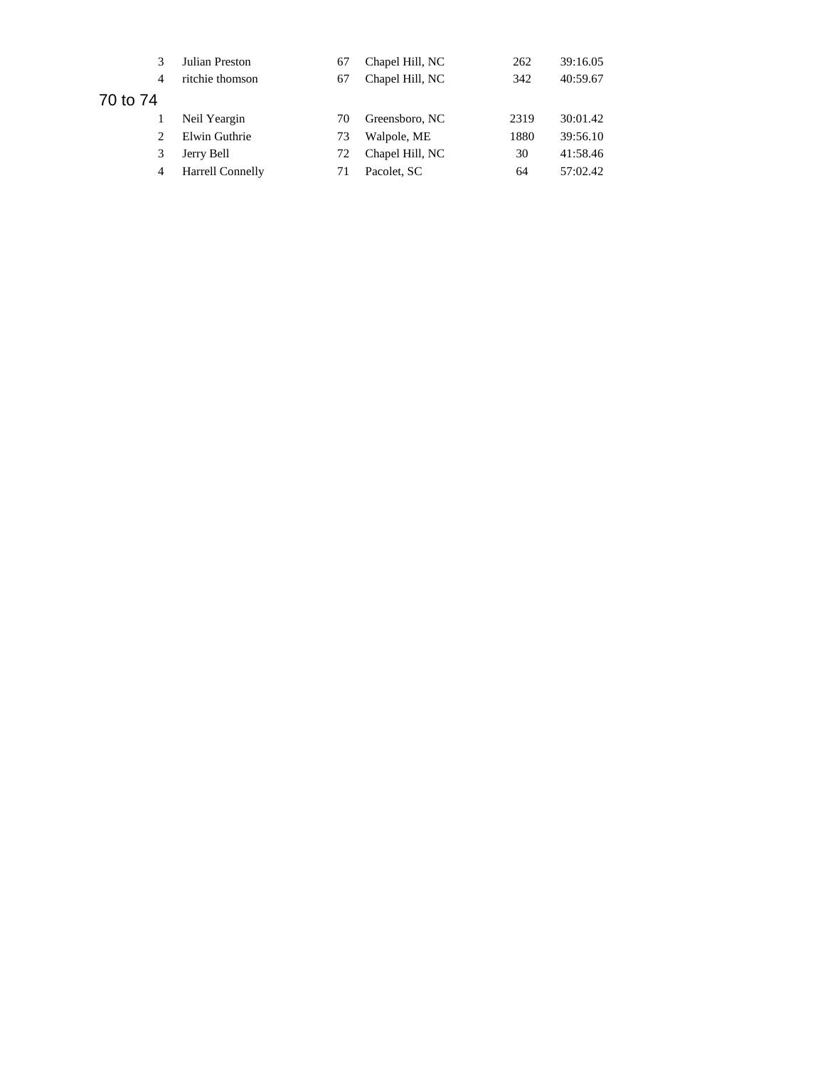| | | | | | |
|---|---|---|---|---|---|
| 3 | Julian Preston | 67 | Chapel Hill, NC | 262 | 39:16.05 |
| 4 | ritchie thomson | 67 | Chapel Hill, NC | 342 | 40:59.67 |

## 70 to 74

| | | | | | |
|---|---|---|---|---|---|
| 1 | Neil Yeargin | 70 | Greensboro, NC | 2319 | 30:01.42 |
| 2 | Elwin Guthrie | 73 | Walpole, ME | 1880 | 39:56.10 |
| 3 | Jerry Bell | 72 | Chapel Hill, NC | 30 | 41:58.46 |
| 4 | Harrell Connelly | 71 | Pacolet, SC | 64 | 57:02.42 |